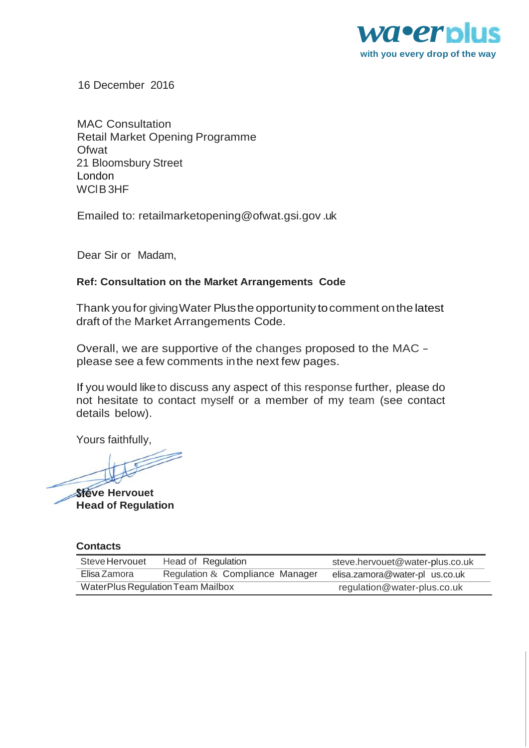16 December 2016

MAC Consultation
Retail Market Opening Programme
Ofwat
21 Bloomsbury Street
London
WClB 3HF

Emailed to: retailmarketopening@ofwat.gsi.gov.uk

Dear Sir or Madam,

**Ref: Consultation on the Market Arrangements Code**

Thank you for giving Water Plus the opportunity to comment on the latest draft of the Market Arrangements Code.

Overall, we are supportive of the changes proposed to the MAC - please see a few comments in the next few pages.

If you would like to discuss any aspect of this response further, please do not hesitate to contact myself or a member of my team (see contact details below).

Yours faithfully,

**Steve Hervouet**
**Head of Regulation**

**Contacts**

| | | |
|---|---|---|
| Steve Hervouet | Head of Regulation | steve.hervouet@water-plus.co.uk |
| Elisa Zamora | Regulation & Compliance Manager | elisa.zamora@water-pl us.co.uk |
| WaterPlus Regulation Team Mailbox | | regulation@water-plus.co.uk |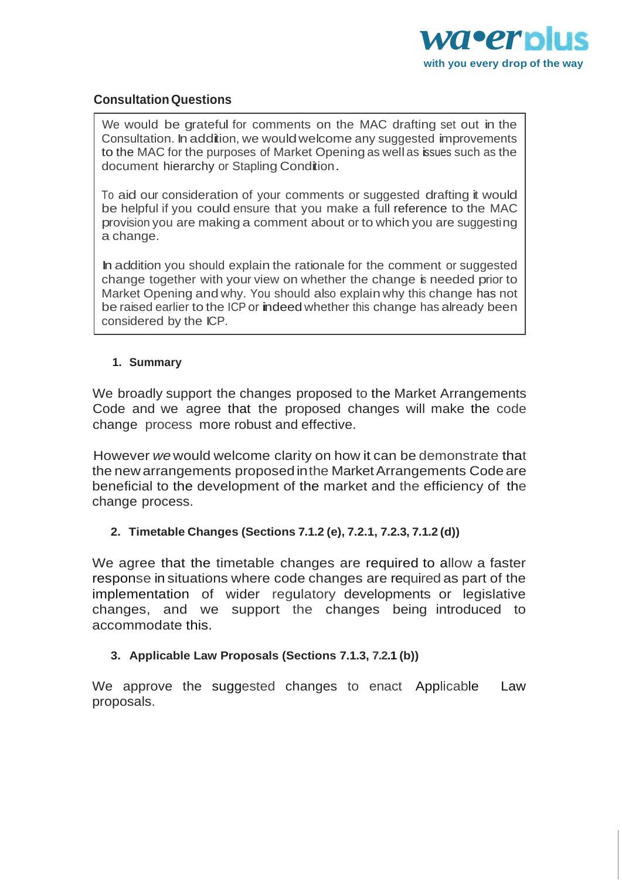## Consultation Questions

We would be grateful for comments on the MAC drafting set out in the Consultation. In addition, we would welcome any suggested improvements to the MAC for the purposes of Market Opening as well as issues such as the document hierarchy or Stapling Condition.

To aid our consideration of your comments or suggested drafting it would be helpful if you could ensure that you make a full reference to the MAC provision you are making a comment about or to which you are suggesting a change.

In addition you should explain the rationale for the comment or suggested change together with your view on whether the change is needed prior to Market Opening and why. You should also explain why this change has not be raised earlier to the ICP or indeed whether this change has already been considered by the ICP.

### 1. Summary

We broadly support the changes proposed to the Market Arrangements Code and we agree that the proposed changes will make the code change process more robust and effective.

However *we* would welcome clarity on how it can be demonstrate that the new arrangements proposed in the Market Arrangements Code are beneficial to the development of the market and the efficiency of the change process.

### 2. Timetable Changes (Sections 7.1.2 (e), 7.2.1, 7.2.3, 7.1.2 (d))

We agree that the timetable changes are required to allow a faster response in situations where code changes are required as part of the implementation of wider regulatory developments or legislative changes, and we support the changes being introduced to accommodate this.

### 3. Applicable Law Proposals (Sections 7.1.3, 7.2.1 (b))

We approve the suggested changes to enact Applicable Law proposals.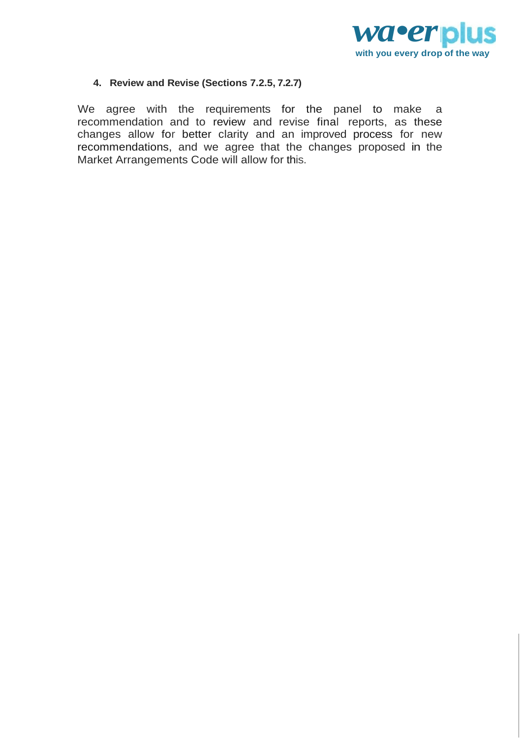**4. Review and Revise (Sections 7.2.5, 7.2.7)**

We agree with the requirements for the panel to make a recommendation and to review and revise final reports, as these changes allow for better clarity and an improved process for new recommendations, and we agree that the changes proposed in the Market Arrangements Code will allow for this.